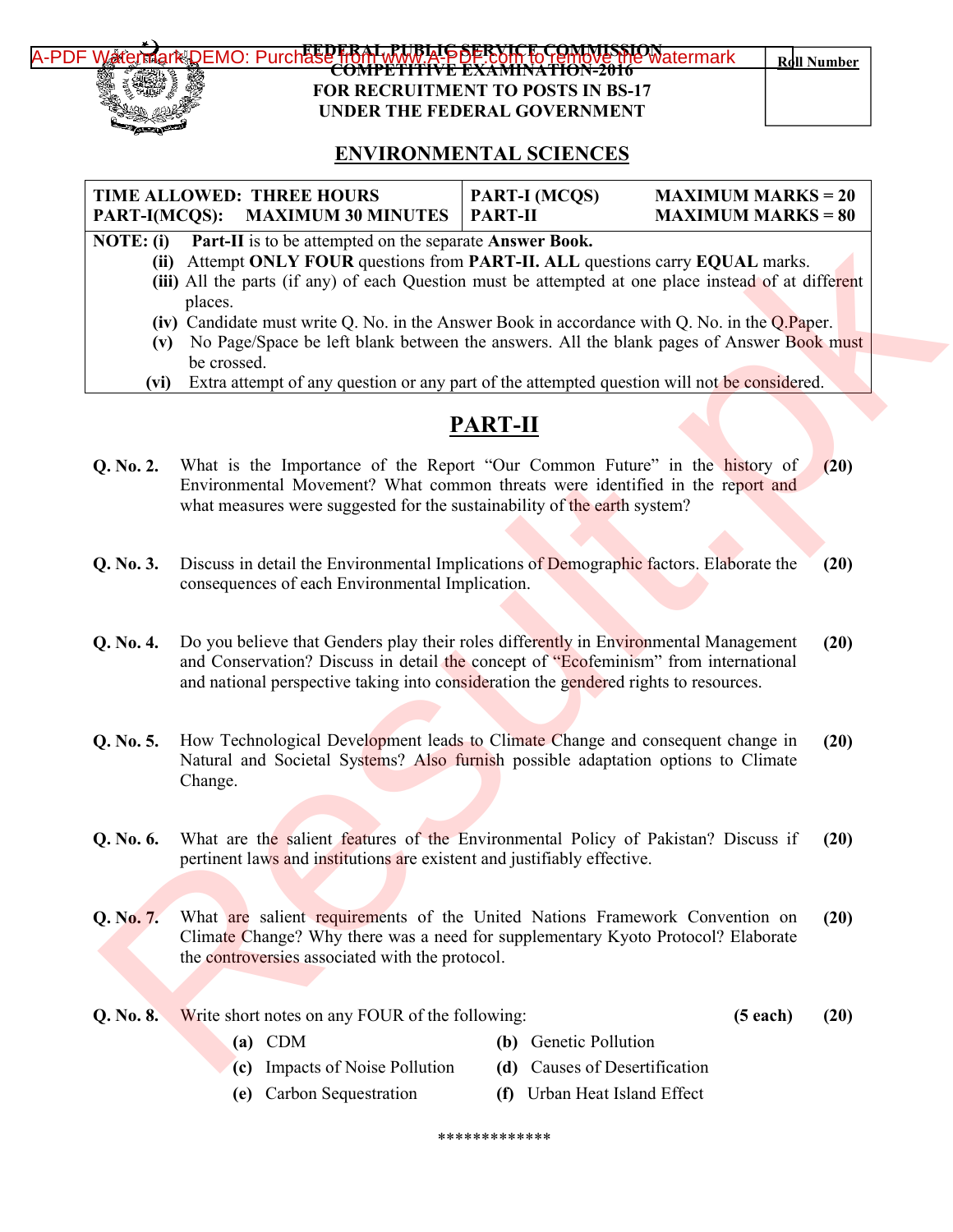**FEDERAL PUBLIC SERVICE COMMISSION**
**COMPETITIVE EXAMINATION-2016**
**FOR RECRUITMENT TO POSTS IN BS-17**
**UNDER THE FEDERAL GOVERNMENT**

**Roll Number**

# ENVIRONMENTAL SCIENCES

| TIME ALLOWED: THREE HOURS | PART-I (MCQS) | MAXIMUM MARKS = 20 |
|---|---|---|
| PART-I(MCQS): MAXIMUM 30 MINUTES | PART-II | MAXIMUM MARKS = 80 |

**NOTE: (i)** **Part-II** is to be attempted on the separate **Answer Book.**
**(ii)** Attempt **ONLY FOUR** questions from **PART-II. ALL** questions carry **EQUAL** marks.
**(iii)** All the parts (if any) of each Question must be attempted at one place instead of at different places.
**(iv)** Candidate must write Q. No. in the Answer Book in accordance with Q. No. in the Q.Paper.
**(v)** No Page/Space be left blank between the answers. All the blank pages of Answer Book must be crossed.
**(vi)** Extra attempt of any question or any part of the attempted question will not be considered.

## PART-II

**Q. No. 2.** What is the Importance of the Report "Our Common Future" in the history of Environmental Movement? What common threats were identified in the report and what measures were suggested for the sustainability of the earth system? **(20)**

**Q. No. 3.** Discuss in detail the Environmental Implications of Demographic factors. Elaborate the consequences of each Environmental Implication. **(20)**

**Q. No. 4.** Do you believe that Genders play their roles differently in Environmental Management and Conservation? Discuss in detail the concept of "Ecofeminism" from international and national perspective taking into consideration the gendered rights to resources. **(20)**

**Q. No. 5.** How Technological Development leads to Climate Change and consequent change in Natural and Societal Systems? Also furnish possible adaptation options to Climate Change. **(20)**

**Q. No. 6.** What are the salient features of the Environmental Policy of Pakistan? Discuss if pertinent laws and institutions are existent and justifiably effective. **(20)**

**Q. No. 7.** What are salient requirements of the United Nations Framework Convention on Climate Change? Why there was a need for supplementary Kyoto Protocol? Elaborate the controversies associated with the protocol. **(20)**

**Q. No. 8.** Write short notes on any FOUR of the following: **(5 each)** **(20)**

**(a)** CDM
**(b)** Genetic Pollution
**(c)** Impacts of Noise Pollution
**(d)** Causes of Desertification
**(e)** Carbon Sequestration
**(f)** Urban Heat Island Effect

*************